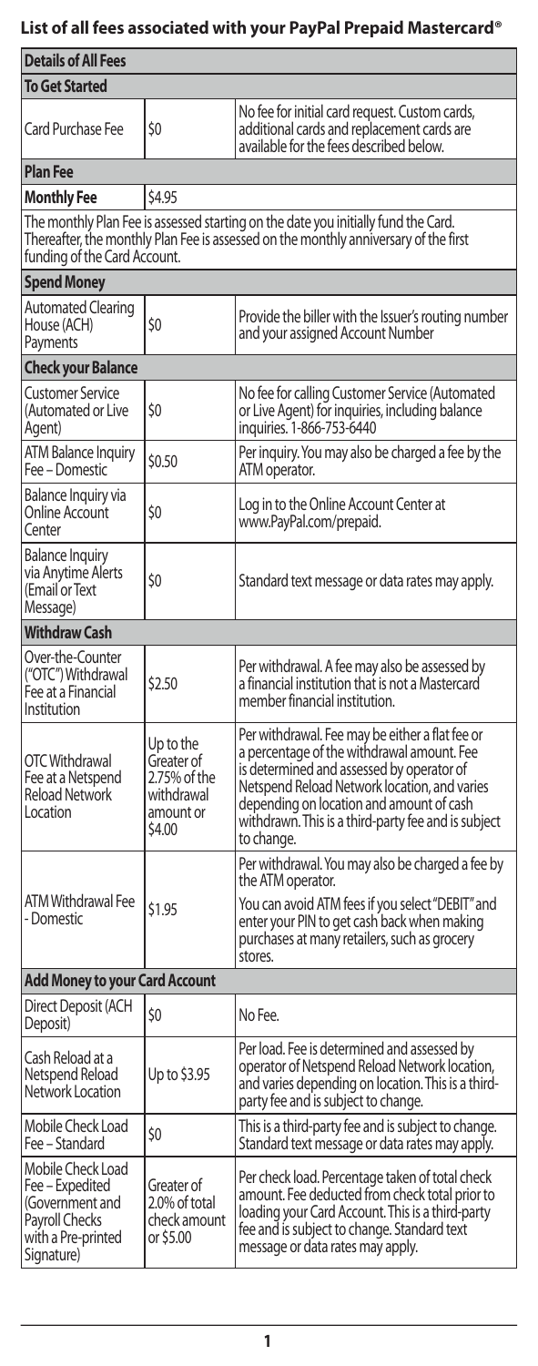## List of all fees associated with your PayPal Prepaid Mastercard®

| Details of All Fees | | |
|---|---|---|
| **To Get Started** | | |
| Card Purchase Fee | $0 | No fee for initial card request. Custom cards, additional cards and replacement cards are available for the fees described below. |
| **Plan Fee** | | |
| **Monthly Fee** | $4.95 | |
| The monthly Plan Fee is assessed starting on the date you initially fund the Card. Thereafter, the monthly Plan Fee is assessed on the monthly anniversary of the first funding of the Card Account. | | |
| **Spend Money** | | |
| Automated Clearing House (ACH) Payments | $0 | Provide the biller with the Issuer's routing number and your assigned Account Number |
| **Check your Balance** | | |
| Customer Service (Automated or Live Agent) | $0 | No fee for calling Customer Service (Automated or Live Agent) for inquiries, including balance inquiries. 1-866-753-6440 |
| ATM Balance Inquiry Fee – Domestic | $0.50 | Per inquiry. You may also be charged a fee by the ATM operator. |
| Balance Inquiry via Online Account Center | $0 | Log in to the Online Account Center at www.PayPal.com/prepaid. |
| Balance Inquiry via Anytime Alerts (Email or Text Message) | $0 | Standard text message or data rates may apply. |
| **Withdraw Cash** | | |
| Over-the-Counter ("OTC") Withdrawal Fee at a Financial Institution | $2.50 | Per withdrawal. A fee may also be assessed by a financial institution that is not a Mastercard member financial institution. |
| OTC Withdrawal Fee at a Netspend Reload Network Location | Up to the Greater of 2.75% of the withdrawal amount or $4.00 | Per withdrawal. Fee may be either a flat fee or a percentage of the withdrawal amount. Fee is determined and assessed by operator of Netspend Reload Network location, and varies depending on location and amount of cash withdrawn. This is a third-party fee and is subject to change. |
| ATM Withdrawal Fee - Domestic | $1.95 | Per withdrawal. You may also be charged a fee by the ATM operator.<br><br>You can avoid ATM fees if you select "DEBIT" and enter your PIN to get cash back when making purchases at many retailers, such as grocery stores. |
| **Add Money to your Card Account** | | |
| Direct Deposit (ACH Deposit) | $0 | No Fee. |
| Cash Reload at a Netspend Reload Network Location | Up to $3.95 | Per load. Fee is determined and assessed by operator of Netspend Reload Network location, and varies depending on location. This is a third-party fee and is subject to change. |
| Mobile Check Load Fee – Standard | $0 | This is a third-party fee and is subject to change. Standard text message or data rates may apply. |
| Mobile Check Load Fee – Expedited (Government and Payroll Checks with a Pre-printed Signature) | Greater of 2.0% of total check amount or $5.00 | Per check load. Percentage taken of total check amount. Fee deducted from check total prior to loading your Card Account. This is a third-party fee and is subject to change. Standard text message or data rates may apply. |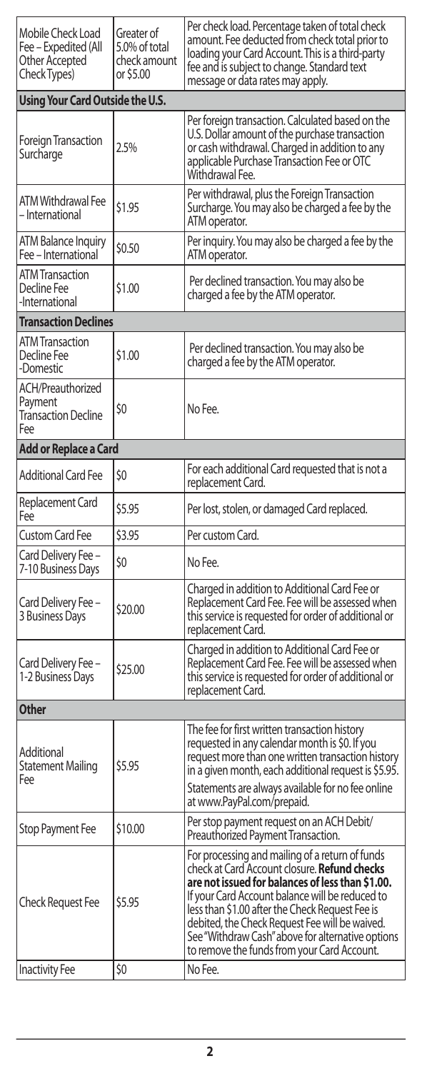| | | |
|---|---|---|
| Mobile Check Load Fee – Expedited (All Other Accepted Check Types) | Greater of 5.0% of total check amount or $5.00 | Per check load. Percentage taken of total check amount. Fee deducted from check total prior to loading your Card Account. This is a third-party fee and is subject to change. Standard text message or data rates may apply. |
| **Using Your Card Outside the U.S.** | | |
| Foreign Transaction Surcharge | 2.5% | Per foreign transaction. Calculated based on the U.S. Dollar amount of the purchase transaction or cash withdrawal. Charged in addition to any applicable Purchase Transaction Fee or OTC Withdrawal Fee. |
| ATM Withdrawal Fee – International | $1.95 | Per withdrawal, plus the Foreign Transaction Surcharge. You may also be charged a fee by the ATM operator. |
| ATM Balance Inquiry Fee – International | $0.50 | Per inquiry. You may also be charged a fee by the ATM operator. |
| ATM Transaction Decline Fee -International | $1.00 | Per declined transaction. You may also be charged a fee by the ATM operator. |
| **Transaction Declines** | | |
| ATM Transaction Decline Fee -Domestic | $1.00 | Per declined transaction. You may also be charged a fee by the ATM operator. |
| ACH/Preauthorized Payment Transaction Decline Fee | $0 | No Fee. |
| **Add or Replace a Card** | | |
| Additional Card Fee | $0 | For each additional Card requested that is not a replacement Card. |
| Replacement Card Fee | $5.95 | Per lost, stolen, or damaged Card replaced. |
| Custom Card Fee | $3.95 | Per custom Card. |
| Card Delivery Fee – 7-10 Business Days | $0 | No Fee. |
| Card Delivery Fee – 3 Business Days | $20.00 | Charged in addition to Additional Card Fee or Replacement Card Fee. Fee will be assessed when this service is requested for order of additional or replacement Card. |
| Card Delivery Fee – 1-2 Business Days | $25.00 | Charged in addition to Additional Card Fee or Replacement Card Fee. Fee will be assessed when this service is requested for order of additional or replacement Card. |
| **Other** | | |
| Additional Statement Mailing Fee | $5.95 | The fee for first written transaction history requested in any calendar month is $0. If you request more than one written transaction history in a given month, each additional request is $5.95. Statements are always available for no fee online at www.PayPal.com/prepaid. |
| Stop Payment Fee | $10.00 | Per stop payment request on an ACH Debit/ Preauthorized Payment Transaction. |
| Check Request Fee | $5.95 | For processing and mailing of a return of funds check at Card Account closure. **Refund checks are not issued for balances of less than $1.00.** If your Card Account balance will be reduced to less than $1.00 after the Check Request Fee is debited, the Check Request Fee will be waived. See "Withdraw Cash" above for alternative options to remove the funds from your Card Account. |
| Inactivity Fee | $0 | No Fee. |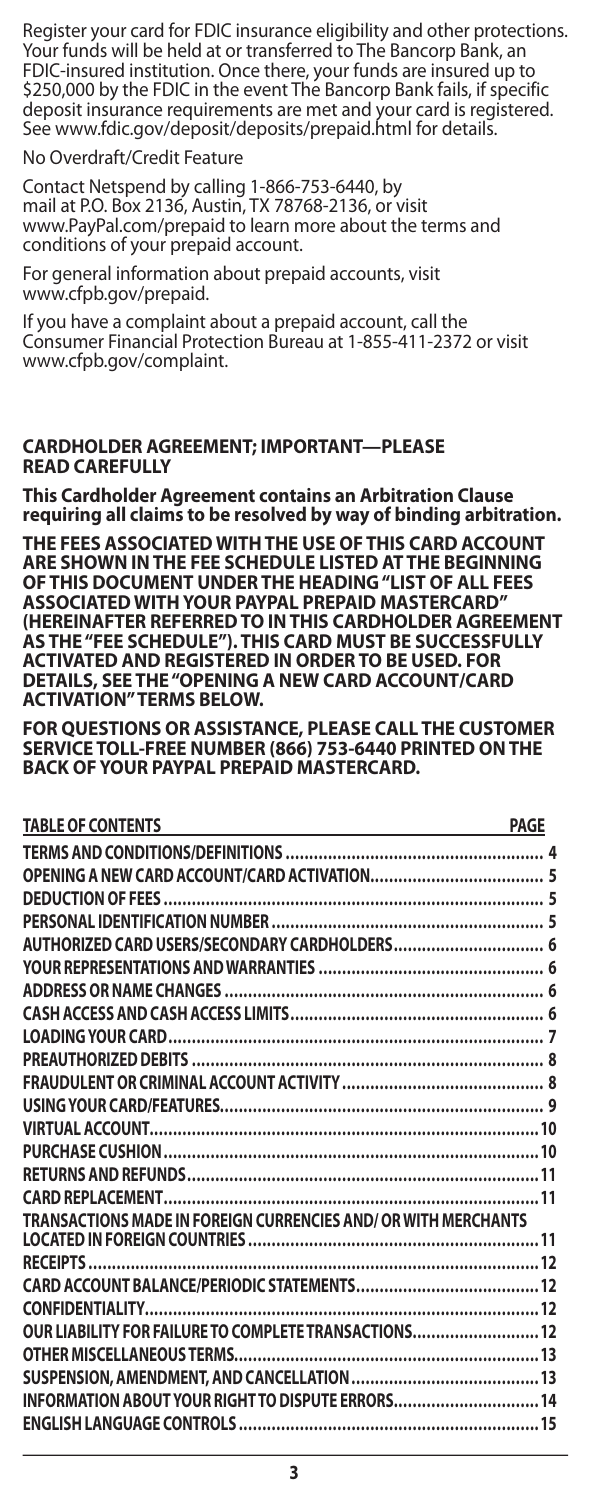Register your card for FDIC insurance eligibility and other protections. Your funds will be held at or transferred to The Bancorp Bank, an FDIC-insured institution. Once there, your funds are insured up to $250,000 by the FDIC in the event The Bancorp Bank fails, if specific deposit insurance requirements are met and your card is registered. See www.fdic.gov/deposit/deposits/prepaid.html for details.

No Overdraft/Credit Feature

Contact Netspend by calling 1-866-753-6440, by mail at P.O. Box 2136, Austin, TX 78768-2136, or visit www.PayPal.com/prepaid to learn more about the terms and conditions of your prepaid account.

For general information about prepaid accounts, visit www.cfpb.gov/prepaid.

If you have a complaint about a prepaid account, call the Consumer Financial Protection Bureau at 1-855-411-2372 or visit www.cfpb.gov/complaint.

## CARDHOLDER AGREEMENT; IMPORTANT—PLEASE READ CAREFULLY

**This Cardholder Agreement contains an Arbitration Clause requiring all claims to be resolved by way of binding arbitration.**

**THE FEES ASSOCIATED WITH THE USE OF THIS CARD ACCOUNT ARE SHOWN IN THE FEE SCHEDULE LISTED AT THE BEGINNING OF THIS DOCUMENT UNDER THE HEADING "LIST OF ALL FEES ASSOCIATED WITH YOUR PAYPAL PREPAID MASTERCARD" (HEREINAFTER REFERRED TO IN THIS CARDHOLDER AGREEMENT AS THE "FEE SCHEDULE"). THIS CARD MUST BE SUCCESSFULLY ACTIVATED AND REGISTERED IN ORDER TO BE USED. FOR DETAILS, SEE THE "OPENING A NEW CARD ACCOUNT/CARD ACTIVATION" TERMS BELOW.**

**FOR QUESTIONS OR ASSISTANCE, PLEASE CALL THE CUSTOMER SERVICE TOLL-FREE NUMBER (866) 753-6440 PRINTED ON THE BACK OF YOUR PAYPAL PREPAID MASTERCARD.**

| TABLE OF CONTENTS | PAGE |
| --- | --- |
| TERMS AND CONDITIONS/DEFINITIONS | 4 |
| OPENING A NEW CARD ACCOUNT/CARD ACTIVATION | 5 |
| DEDUCTION OF FEES | 5 |
| PERSONAL IDENTIFICATION NUMBER | 5 |
| AUTHORIZED CARD USERS/SECONDARY CARDHOLDERS | 6 |
| YOUR REPRESENTATIONS AND WARRANTIES | 6 |
| ADDRESS OR NAME CHANGES | 6 |
| CASH ACCESS AND CASH ACCESS LIMITS | 6 |
| LOADING YOUR CARD | 7 |
| PREAUTHORIZED DEBITS | 8 |
| FRAUDULENT OR CRIMINAL ACCOUNT ACTIVITY | 8 |
| USING YOUR CARD/FEATURES | 9 |
| VIRTUAL ACCOUNT | 10 |
| PURCHASE CUSHION | 10 |
| RETURNS AND REFUNDS | 11 |
| CARD REPLACEMENT | 11 |
| TRANSACTIONS MADE IN FOREIGN CURRENCIES AND/ OR WITH MERCHANTS LOCATED IN FOREIGN COUNTRIES | 11 |
| RECEIPTS | 12 |
| CARD ACCOUNT BALANCE/PERIODIC STATEMENTS | 12 |
| CONFIDENTIALITY | 12 |
| OUR LIABILITY FOR FAILURE TO COMPLETE TRANSACTIONS | 12 |
| OTHER MISCELLANEOUS TERMS | 13 |
| SUSPENSION, AMENDMENT, AND CANCELLATION | 13 |
| INFORMATION ABOUT YOUR RIGHT TO DISPUTE ERRORS | 14 |
| ENGLISH LANGUAGE CONTROLS | 15 |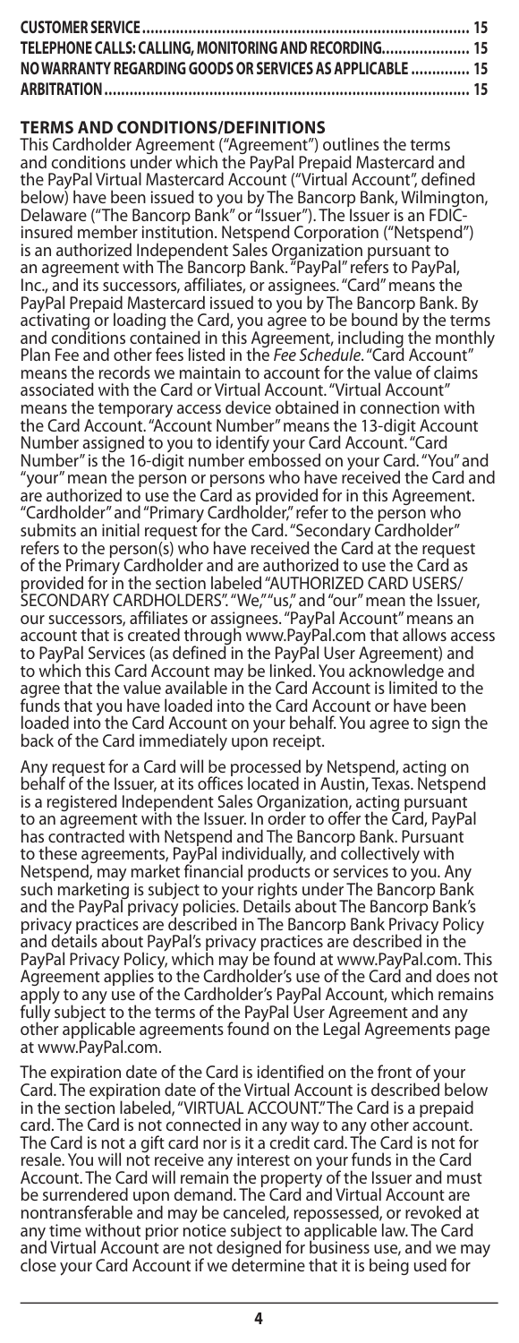**CUSTOMER SERVICE............................................................................... 15**
**TELEPHONE CALLS: CALLING, MONITORING AND RECORDING..................... 15**
**NO WARRANTY REGARDING GOODS OR SERVICES AS APPLICABLE .............. 15**
**ARBITRATION....................................................................................... 15**

## TERMS AND CONDITIONS/DEFINITIONS

This Cardholder Agreement ("Agreement") outlines the terms and conditions under which the PayPal Prepaid Mastercard and the PayPal Virtual Mastercard Account ("Virtual Account", defined below) have been issued to you by The Bancorp Bank, Wilmington, Delaware ("The Bancorp Bank" or "Issuer"). The Issuer is an FDIC-insured member institution. Netspend Corporation ("Netspend") is an authorized Independent Sales Organization pursuant to an agreement with The Bancorp Bank. "PayPal" refers to PayPal, Inc., and its successors, affiliates, or assignees. "Card" means the PayPal Prepaid Mastercard issued to you by The Bancorp Bank. By activating or loading the Card, you agree to be bound by the terms and conditions contained in this Agreement, including the monthly Plan Fee and other fees listed in the *Fee Schedule*. "Card Account" means the records we maintain to account for the value of claims associated with the Card or Virtual Account. "Virtual Account" means the temporary access device obtained in connection with the Card Account. "Account Number" means the 13-digit Account Number assigned to you to identify your Card Account. "Card Number" is the 16-digit number embossed on your Card. "You" and "your" mean the person or persons who have received the Card and are authorized to use the Card as provided for in this Agreement. "Cardholder" and "Primary Cardholder," refer to the person who submits an initial request for the Card. "Secondary Cardholder" refers to the person(s) who have received the Card at the request of the Primary Cardholder and are authorized to use the Card as provided for in the section labeled "AUTHORIZED CARD USERS/SECONDARY CARDHOLDERS". "We," "us," and "our" mean the Issuer, our successors, affiliates or assignees. "PayPal Account" means an account that is created through www.PayPal.com that allows access to PayPal Services (as defined in the PayPal User Agreement) and to which this Card Account may be linked. You acknowledge and agree that the value available in the Card Account is limited to the funds that you have loaded into the Card Account or have been loaded into the Card Account on your behalf. You agree to sign the back of the Card immediately upon receipt.

Any request for a Card will be processed by Netspend, acting on behalf of the Issuer, at its offices located in Austin, Texas. Netspend is a registered Independent Sales Organization, acting pursuant to an agreement with the Issuer. In order to offer the Card, PayPal has contracted with Netspend and The Bancorp Bank. Pursuant to these agreements, PayPal individually, and collectively with Netspend, may market financial products or services to you. Any such marketing is subject to your rights under The Bancorp Bank and the PayPal privacy policies. Details about The Bancorp Bank's privacy practices are described in The Bancorp Bank Privacy Policy and details about PayPal's privacy practices are described in the PayPal Privacy Policy, which may be found at www.PayPal.com. This Agreement applies to the Cardholder's use of the Card and does not apply to any use of the Cardholder's PayPal Account, which remains fully subject to the terms of the PayPal User Agreement and any other applicable agreements found on the Legal Agreements page at www.PayPal.com.

The expiration date of the Card is identified on the front of your Card. The expiration date of the Virtual Account is described below in the section labeled, "VIRTUAL ACCOUNT." The Card is a prepaid card. The Card is not connected in any way to any other account. The Card is not a gift card nor is it a credit card. The Card is not for resale. You will not receive any interest on your funds in the Card Account. The Card will remain the property of the Issuer and must be surrendered upon demand. The Card and Virtual Account are nontransferable and may be canceled, repossessed, or revoked at any time without prior notice subject to applicable law. The Card and Virtual Account are not designed for business use, and we may close your Card Account if we determine that it is being used for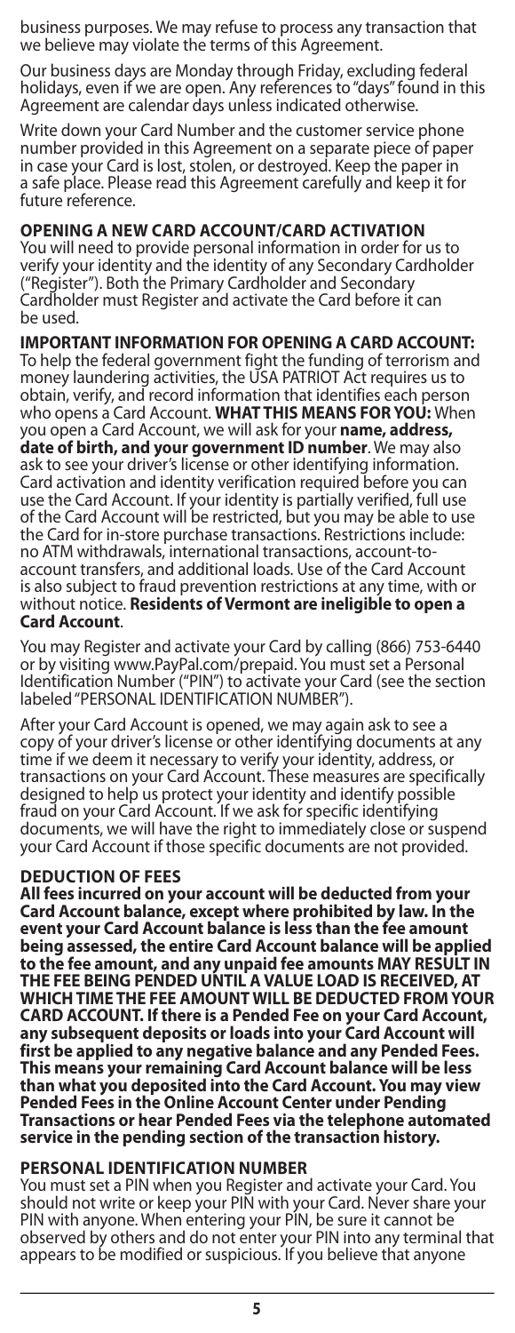business purposes. We may refuse to process any transaction that we believe may violate the terms of this Agreement.

Our business days are Monday through Friday, excluding federal holidays, even if we are open. Any references to "days" found in this Agreement are calendar days unless indicated otherwise.

Write down your Card Number and the customer service phone number provided in this Agreement on a separate piece of paper in case your Card is lost, stolen, or destroyed. Keep the paper in a safe place. Please read this Agreement carefully and keep it for future reference.

**OPENING A NEW CARD ACCOUNT/CARD ACTIVATION**

You will need to provide personal information in order for us to verify your identity and the identity of any Secondary Cardholder ("Register"). Both the Primary Cardholder and Secondary Cardholder must Register and activate the Card before it can be used.

**IMPORTANT INFORMATION FOR OPENING A CARD ACCOUNT:** To help the federal government fight the funding of terrorism and money laundering activities, the USA PATRIOT Act requires us to obtain, verify, and record information that identifies each person who opens a Card Account. **WHAT THIS MEANS FOR YOU:** When you open a Card Account, we will ask for your **name, address, date of birth, and your government ID number**. We may also ask to see your driver's license or other identifying information. Card activation and identity verification required before you can use the Card Account. If your identity is partially verified, full use of the Card Account will be restricted, but you may be able to use the Card for in-store purchase transactions. Restrictions include: no ATM withdrawals, international transactions, account-to-account transfers, and additional loads. Use of the Card Account is also subject to fraud prevention restrictions at any time, with or without notice. **Residents of Vermont are ineligible to open a Card Account**.

You may Register and activate your Card by calling (866) 753-6440 or by visiting www.PayPal.com/prepaid. You must set a Personal Identification Number ("PIN") to activate your Card (see the section labeled "PERSONAL IDENTIFICATION NUMBER").

After your Card Account is opened, we may again ask to see a copy of your driver's license or other identifying documents at any time if we deem it necessary to verify your identity, address, or transactions on your Card Account. These measures are specifically designed to help us protect your identity and identify possible fraud on your Card Account. If we ask for specific identifying documents, we will have the right to immediately close or suspend your Card Account if those specific documents are not provided.

**DEDUCTION OF FEES**

**All fees incurred on your account will be deducted from your Card Account balance, except where prohibited by law. In the event your Card Account balance is less than the fee amount being assessed, the entire Card Account balance will be applied to the fee amount, and any unpaid fee amounts MAY RESULT IN THE FEE BEING PENDED UNTIL A VALUE LOAD IS RECEIVED, AT WHICH TIME THE FEE AMOUNT WILL BE DEDUCTED FROM YOUR CARD ACCOUNT. If there is a Pended Fee on your Card Account, any subsequent deposits or loads into your Card Account will first be applied to any negative balance and any Pended Fees. This means your remaining Card Account balance will be less than what you deposited into the Card Account. You may view Pended Fees in the Online Account Center under Pending Transactions or hear Pended Fees via the telephone automated service in the pending section of the transaction history.**

**PERSONAL IDENTIFICATION NUMBER**

You must set a PIN when you Register and activate your Card. You should not write or keep your PIN with your Card. Never share your PIN with anyone. When entering your PIN, be sure it cannot be observed by others and do not enter your PIN into any terminal that appears to be modified or suspicious. If you believe that anyone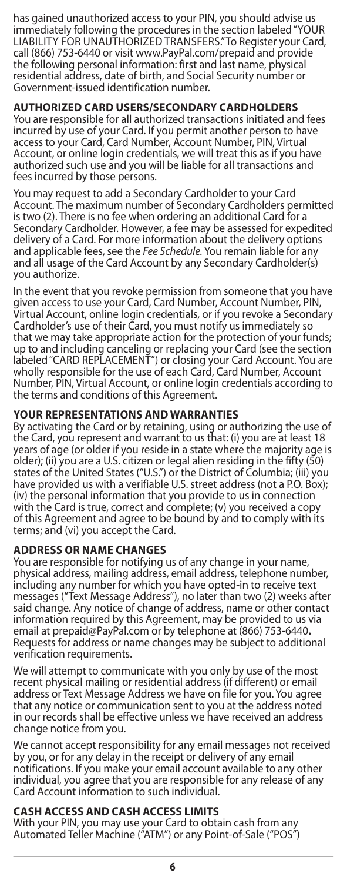has gained unauthorized access to your PIN, you should advise us immediately following the procedures in the section labeled "YOUR LIABILITY FOR UNAUTHORIZED TRANSFERS." To Register your Card, call (866) 753-6440 or visit www.PayPal.com/prepaid and provide the following personal information: first and last name, physical residential address, date of birth, and Social Security number or Government-issued identification number.

## AUTHORIZED CARD USERS/SECONDARY CARDHOLDERS

You are responsible for all authorized transactions initiated and fees incurred by use of your Card. If you permit another person to have access to your Card, Card Number, Account Number, PIN, Virtual Account, or online login credentials, we will treat this as if you have authorized such use and you will be liable for all transactions and fees incurred by those persons.

You may request to add a Secondary Cardholder to your Card Account. The maximum number of Secondary Cardholders permitted is two (2). There is no fee when ordering an additional Card for a Secondary Cardholder. However, a fee may be assessed for expedited delivery of a Card. For more information about the delivery options and applicable fees, see the *Fee Schedule.* You remain liable for any and all usage of the Card Account by any Secondary Cardholder(s) you authorize.

In the event that you revoke permission from someone that you have given access to use your Card, Card Number, Account Number, PIN, Virtual Account, online login credentials, or if you revoke a Secondary Cardholder's use of their Card, you must notify us immediately so that we may take appropriate action for the protection of your funds; up to and including canceling or replacing your Card (see the section labeled "CARD REPLACEMENT") or closing your Card Account. You are wholly responsible for the use of each Card, Card Number, Account Number, PIN, Virtual Account, or online login credentials according to the terms and conditions of this Agreement.

## YOUR REPRESENTATIONS AND WARRANTIES

By activating the Card or by retaining, using or authorizing the use of the Card, you represent and warrant to us that: (i) you are at least 18 years of age (or older if you reside in a state where the majority age is older); (ii) you are a U.S. citizen or legal alien residing in the fifty (50) states of the United States ("U.S.") or the District of Columbia; (iii) you have provided us with a verifiable U.S. street address (not a P.O. Box); (iv) the personal information that you provide to us in connection with the Card is true, correct and complete; (v) you received a copy of this Agreement and agree to be bound by and to comply with its terms; and (vi) you accept the Card.

## ADDRESS OR NAME CHANGES

You are responsible for notifying us of any change in your name, physical address, mailing address, email address, telephone number, including any number for which you have opted-in to receive text messages ("Text Message Address"), no later than two (2) weeks after said change. Any notice of change of address, name or other contact information required by this Agreement, may be provided to us via email at prepaid@PayPal.com or by telephone at (866) 753-6440**.** Requests for address or name changes may be subject to additional verification requirements.

We will attempt to communicate with you only by use of the most recent physical mailing or residential address (if different) or email address or Text Message Address we have on file for you. You agree that any notice or communication sent to you at the address noted in our records shall be effective unless we have received an address change notice from you.

We cannot accept responsibility for any email messages not received by you, or for any delay in the receipt or delivery of any email notifications. If you make your email account available to any other individual, you agree that you are responsible for any release of any Card Account information to such individual.

## CASH ACCESS AND CASH ACCESS LIMITS

With your PIN, you may use your Card to obtain cash from any Automated Teller Machine ("ATM") or any Point-of-Sale ("POS")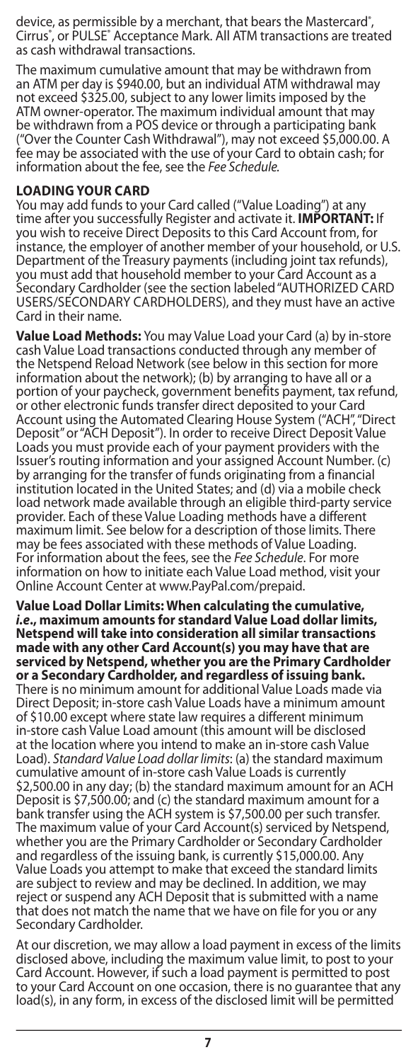device, as permissible by a merchant, that bears the Mastercard®, Cirrus®, or PULSE® Acceptance Mark. All ATM transactions are treated as cash withdrawal transactions.

The maximum cumulative amount that may be withdrawn from an ATM per day is $940.00, but an individual ATM withdrawal may not exceed $325.00, subject to any lower limits imposed by the ATM owner-operator. The maximum individual amount that may be withdrawn from a POS device or through a participating bank ("Over the Counter Cash Withdrawal"), may not exceed $5,000.00. A fee may be associated with the use of your Card to obtain cash; for information about the fee, see the *Fee Schedule*.

## LOADING YOUR CARD

You may add funds to your Card called ("Value Loading") at any time after you successfully Register and activate it. **IMPORTANT:** If you wish to receive Direct Deposits to this Card Account from, for instance, the employer of another member of your household, or U.S. Department of the Treasury payments (including joint tax refunds), you must add that household member to your Card Account as a Secondary Cardholder (see the section labeled "AUTHORIZED CARD USERS/SECONDARY CARDHOLDERS), and they must have an active Card in their name.

**Value Load Methods:** You may Value Load your Card (a) by in-store cash Value Load transactions conducted through any member of the Netspend Reload Network (see below in this section for more information about the network); (b) by arranging to have all or a portion of your paycheck, government benefits payment, tax refund, or other electronic funds transfer direct deposited to your Card Account using the Automated Clearing House System ("ACH", "Direct Deposit" or "ACH Deposit"). In order to receive Direct Deposit Value Loads you must provide each of your payment providers with the Issuer's routing information and your assigned Account Number. (c) by arranging for the transfer of funds originating from a financial institution located in the United States; and (d) via a mobile check load network made available through an eligible third-party service provider. Each of these Value Loading methods have a different maximum limit. See below for a description of those limits. There may be fees associated with these methods of Value Loading. For information about the fees, see the *Fee Schedule*. For more information on how to initiate each Value Load method, visit your Online Account Center at www.PayPal.com/prepaid.

**Value Load Dollar Limits: When calculating the cumulative, *i.e.*, maximum amounts for standard Value Load dollar limits, Netspend will take into consideration all similar transactions made with any other Card Account(s) you may have that are serviced by Netspend, whether you are the Primary Cardholder or a Secondary Cardholder, and regardless of issuing bank.** There is no minimum amount for additional Value Loads made via Direct Deposit; in-store cash Value Loads have a minimum amount of $10.00 except where state law requires a different minimum in-store cash Value Load amount (this amount will be disclosed at the location where you intend to make an in-store cash Value Load). *Standard Value Load dollar limits*: (a) the standard maximum cumulative amount of in-store cash Value Loads is currently $2,500.00 in any day; (b) the standard maximum amount for an ACH Deposit is $7,500.00; and (c) the standard maximum amount for a bank transfer using the ACH system is $7,500.00 per such transfer. The maximum value of your Card Account(s) serviced by Netspend, whether you are the Primary Cardholder or Secondary Cardholder and regardless of the issuing bank, is currently $15,000.00. Any Value Loads you attempt to make that exceed the standard limits are subject to review and may be declined. In addition, we may reject or suspend any ACH Deposit that is submitted with a name that does not match the name that we have on file for you or any Secondary Cardholder.

At our discretion, we may allow a load payment in excess of the limits disclosed above, including the maximum value limit, to post to your Card Account. However, if such a load payment is permitted to post to your Card Account on one occasion, there is no guarantee that any load(s), in any form, in excess of the disclosed limit will be permitted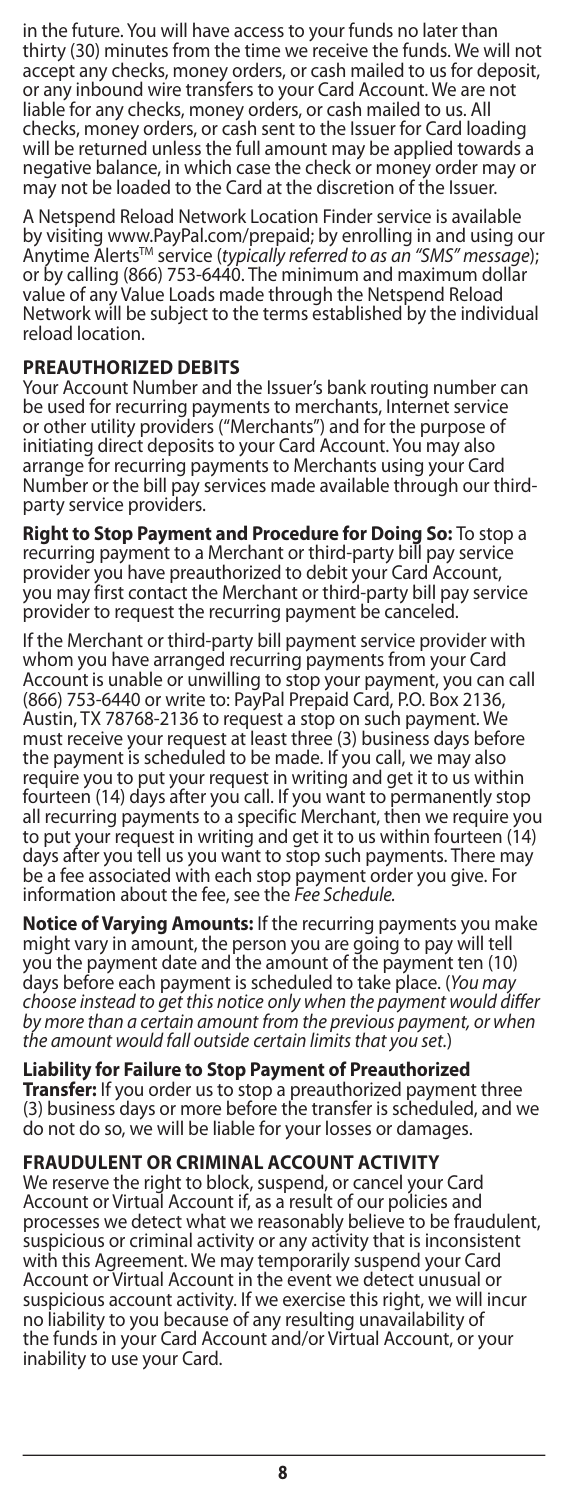in the future. You will have access to your funds no later than thirty (30) minutes from the time we receive the funds. We will not accept any checks, money orders, or cash mailed to us for deposit, or any inbound wire transfers to your Card Account. We are not liable for any checks, money orders, or cash mailed to us. All checks, money orders, or cash sent to the Issuer for Card loading will be returned unless the full amount may be applied towards a negative balance, in which case the check or money order may or may not be loaded to the Card at the discretion of the Issuer.

A Netspend Reload Network Location Finder service is available by visiting www.PayPal.com/prepaid; by enrolling in and using our Anytime Alerts™ service (*typically referred to as an "SMS" message*); or by calling (866) 753-6440. The minimum and maximum dollar value of any Value Loads made through the Netspend Reload Network will be subject to the terms established by the individual reload location.

## PREAUTHORIZED DEBITS

Your Account Number and the Issuer's bank routing number can be used for recurring payments to merchants, Internet service or other utility providers ("Merchants") and for the purpose of initiating direct deposits to your Card Account. You may also arrange for recurring payments to Merchants using your Card Number or the bill pay services made available through our third-party service providers.

**Right to Stop Payment and Procedure for Doing So:** To stop a recurring payment to a Merchant or third-party bill pay service provider you have preauthorized to debit your Card Account, you may first contact the Merchant or third-party bill pay service provider to request the recurring payment be canceled.

If the Merchant or third-party bill payment service provider with whom you have arranged recurring payments from your Card Account is unable or unwilling to stop your payment, you can call (866) 753-6440 or write to: PayPal Prepaid Card, P.O. Box 2136, Austin, TX 78768-2136 to request a stop on such payment. We must receive your request at least three (3) business days before the payment is scheduled to be made. If you call, we may also require you to put your request in writing and get it to us within fourteen (14) days after you call. If you want to permanently stop all recurring payments to a specific Merchant, then we require you to put your request in writing and get it to us within fourteen (14) days after you tell us you want to stop such payments. There may be a fee associated with each stop payment order you give. For information about the fee, see the *Fee Schedule*.

**Notice of Varying Amounts:** If the recurring payments you make might vary in amount, the person you are going to pay will tell you the payment date and the amount of the payment ten (10) days before each payment is scheduled to take place. (*You may choose instead to get this notice only when the payment would differ by more than a certain amount from the previous payment, or when the amount would fall outside certain limits that you set.*)

**Liability for Failure to Stop Payment of Preauthorized Transfer:** If you order us to stop a preauthorized payment three (3) business days or more before the transfer is scheduled, and we do not do so, we will be liable for your losses or damages.

## FRAUDULENT OR CRIMINAL ACCOUNT ACTIVITY

We reserve the right to block, suspend, or cancel your Card Account or Virtual Account if, as a result of our policies and processes we detect what we reasonably believe to be fraudulent, suspicious or criminal activity or any activity that is inconsistent with this Agreement. We may temporarily suspend your Card Account or Virtual Account in the event we detect unusual or suspicious account activity. If we exercise this right, we will incur no liability to you because of any resulting unavailability of the funds in your Card Account and/or Virtual Account, or your inability to use your Card.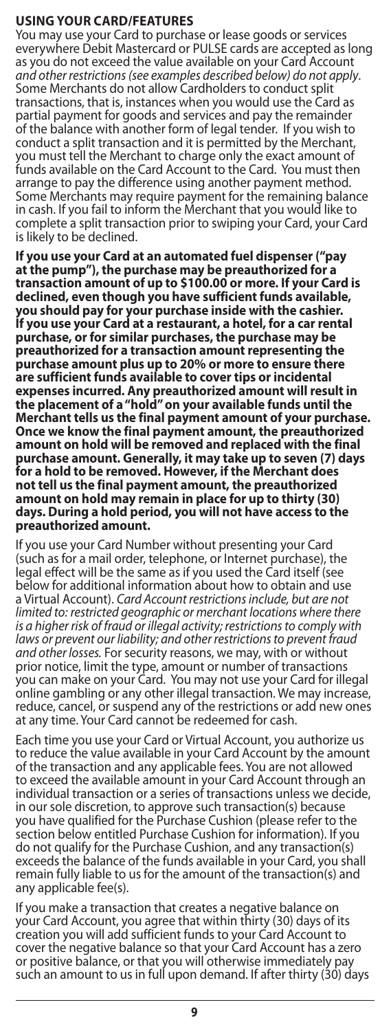## USING YOUR CARD/FEATURES

You may use your Card to purchase or lease goods or services everywhere Debit Mastercard or PULSE cards are accepted as long as you do not exceed the value available on your Card Account *and other restrictions (see examples described below) do not apply*. Some Merchants do not allow Cardholders to conduct split transactions, that is, instances when you would use the Card as partial payment for goods and services and pay the remainder of the balance with another form of legal tender. If you wish to conduct a split transaction and it is permitted by the Merchant, you must tell the Merchant to charge only the exact amount of funds available on the Card Account to the Card. You must then arrange to pay the difference using another payment method. Some Merchants may require payment for the remaining balance in cash. If you fail to inform the Merchant that you would like to complete a split transaction prior to swiping your Card, your Card is likely to be declined.

**If you use your Card at an automated fuel dispenser ("pay at the pump"), the purchase may be preauthorized for a transaction amount of up to $100.00 or more. If your Card is declined, even though you have sufficient funds available, you should pay for your purchase inside with the cashier. If you use your Card at a restaurant, a hotel, for a car rental purchase, or for similar purchases, the purchase may be preauthorized for a transaction amount representing the purchase amount plus up to 20% or more to ensure there are sufficient funds available to cover tips or incidental expenses incurred. Any preauthorized amount will result in the placement of a "hold" on your available funds until the Merchant tells us the final payment amount of your purchase. Once we know the final payment amount, the preauthorized amount on hold will be removed and replaced with the final purchase amount. Generally, it may take up to seven (7) days for a hold to be removed. However, if the Merchant does not tell us the final payment amount, the preauthorized amount on hold may remain in place for up to thirty (30) days. During a hold period, you will not have access to the preauthorized amount.**

If you use your Card Number without presenting your Card (such as for a mail order, telephone, or Internet purchase), the legal effect will be the same as if you used the Card itself (see below for additional information about how to obtain and use a Virtual Account). *Card Account restrictions include, but are not limited to: restricted geographic or merchant locations where there is a higher risk of fraud or illegal activity; restrictions to comply with laws or prevent our liability; and other restrictions to prevent fraud and other losses.* For security reasons, we may, with or without prior notice, limit the type, amount or number of transactions you can make on your Card. You may not use your Card for illegal online gambling or any other illegal transaction. We may increase, reduce, cancel, or suspend any of the restrictions or add new ones at any time. Your Card cannot be redeemed for cash.

Each time you use your Card or Virtual Account, you authorize us to reduce the value available in your Card Account by the amount of the transaction and any applicable fees. You are not allowed to exceed the available amount in your Card Account through an individual transaction or a series of transactions unless we decide, in our sole discretion, to approve such transaction(s) because you have qualified for the Purchase Cushion (please refer to the section below entitled Purchase Cushion for information). If you do not qualify for the Purchase Cushion, and any transaction(s) exceeds the balance of the funds available in your Card, you shall remain fully liable to us for the amount of the transaction(s) and any applicable fee(s).

If you make a transaction that creates a negative balance on your Card Account, you agree that within thirty (30) days of its creation you will add sufficient funds to your Card Account to cover the negative balance so that your Card Account has a zero or positive balance, or that you will otherwise immediately pay such an amount to us in full upon demand. If after thirty (30) days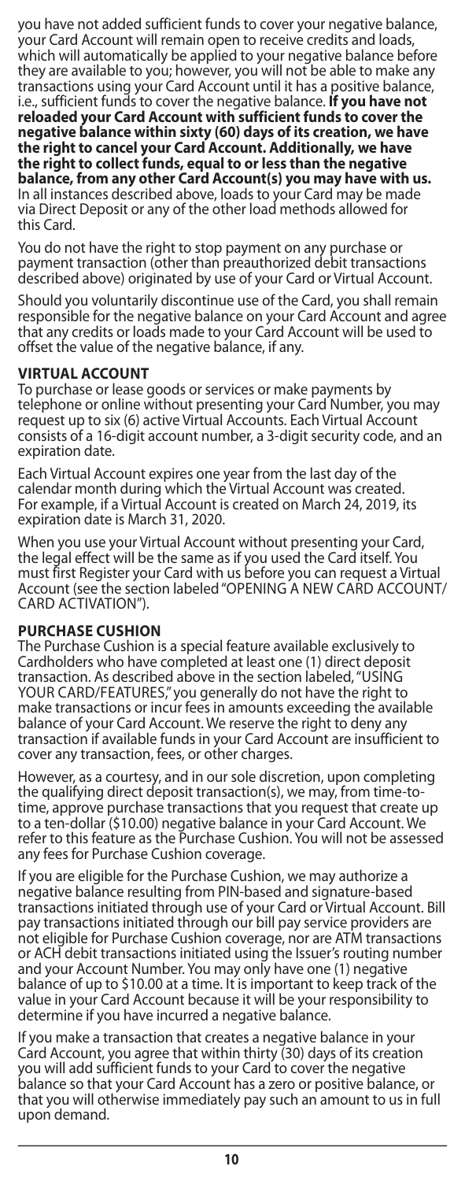you have not added sufficient funds to cover your negative balance, your Card Account will remain open to receive credits and loads, which will automatically be applied to your negative balance before they are available to you; however, you will not be able to make any transactions using your Card Account until it has a positive balance, i.e., sufficient funds to cover the negative balance. **If you have not reloaded your Card Account with sufficient funds to cover the negative balance within sixty (60) days of its creation, we have the right to cancel your Card Account. Additionally, we have the right to collect funds, equal to or less than the negative balance, from any other Card Account(s) you may have with us.** In all instances described above, loads to your Card may be made via Direct Deposit or any of the other load methods allowed for this Card.

You do not have the right to stop payment on any purchase or payment transaction (other than preauthorized debit transactions described above) originated by use of your Card or Virtual Account.

Should you voluntarily discontinue use of the Card, you shall remain responsible for the negative balance on your Card Account and agree that any credits or loads made to your Card Account will be used to offset the value of the negative balance, if any.

## VIRTUAL ACCOUNT

To purchase or lease goods or services or make payments by telephone or online without presenting your Card Number, you may request up to six (6) active Virtual Accounts. Each Virtual Account consists of a 16-digit account number, a 3-digit security code, and an expiration date.

Each Virtual Account expires one year from the last day of the calendar month during which the Virtual Account was created. For example, if a Virtual Account is created on March 24, 2019, its expiration date is March 31, 2020.

When you use your Virtual Account without presenting your Card, the legal effect will be the same as if you used the Card itself. You must first Register your Card with us before you can request a Virtual Account (see the section labeled "OPENING A NEW CARD ACCOUNT/ CARD ACTIVATION").

## PURCHASE CUSHION

The Purchase Cushion is a special feature available exclusively to Cardholders who have completed at least one (1) direct deposit transaction. As described above in the section labeled, "USING YOUR CARD/FEATURES," you generally do not have the right to make transactions or incur fees in amounts exceeding the available balance of your Card Account. We reserve the right to deny any transaction if available funds in your Card Account are insufficient to cover any transaction, fees, or other charges.

However, as a courtesy, and in our sole discretion, upon completing the qualifying direct deposit transaction(s), we may, from time-to-time, approve purchase transactions that you request that create up to a ten-dollar ($10.00) negative balance in your Card Account. We refer to this feature as the Purchase Cushion. You will not be assessed any fees for Purchase Cushion coverage.

If you are eligible for the Purchase Cushion, we may authorize a negative balance resulting from PIN-based and signature-based transactions initiated through use of your Card or Virtual Account. Bill pay transactions initiated through our bill pay service providers are not eligible for Purchase Cushion coverage, nor are ATM transactions or ACH debit transactions initiated using the Issuer's routing number and your Account Number. You may only have one (1) negative balance of up to $10.00 at a time. It is important to keep track of the value in your Card Account because it will be your responsibility to determine if you have incurred a negative balance.

If you make a transaction that creates a negative balance in your Card Account, you agree that within thirty (30) days of its creation you will add sufficient funds to your Card to cover the negative balance so that your Card Account has a zero or positive balance, or that you will otherwise immediately pay such an amount to us in full upon demand.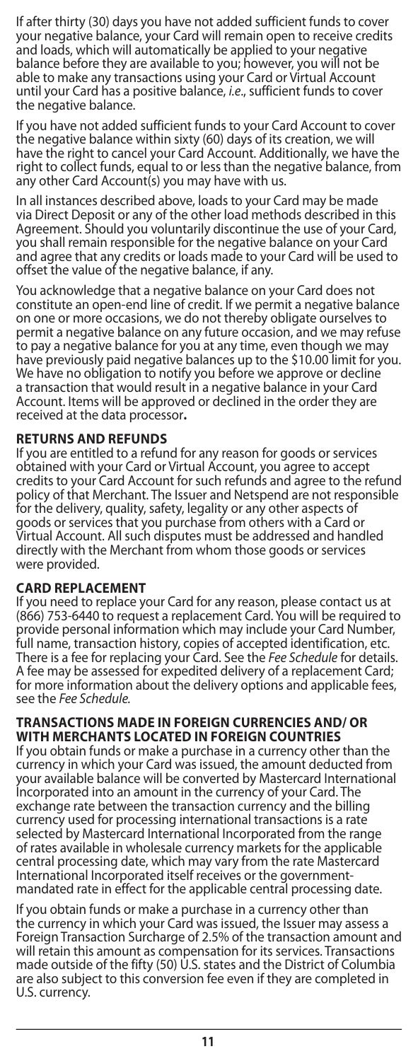If after thirty (30) days you have not added sufficient funds to cover your negative balance, your Card will remain open to receive credits and loads, which will automatically be applied to your negative balance before they are available to you; however, you will not be able to make any transactions using your Card or Virtual Account until your Card has a positive balance, *i.e.*, sufficient funds to cover the negative balance.

If you have not added sufficient funds to your Card Account to cover the negative balance within sixty (60) days of its creation, we will have the right to cancel your Card Account. Additionally, we have the right to collect funds, equal to or less than the negative balance, from any other Card Account(s) you may have with us.

In all instances described above, loads to your Card may be made via Direct Deposit or any of the other load methods described in this Agreement. Should you voluntarily discontinue the use of your Card, you shall remain responsible for the negative balance on your Card and agree that any credits or loads made to your Card will be used to offset the value of the negative balance, if any.

You acknowledge that a negative balance on your Card does not constitute an open-end line of credit. If we permit a negative balance on one or more occasions, we do not thereby obligate ourselves to permit a negative balance on any future occasion, and we may refuse to pay a negative balance for you at any time, even though we may have previously paid negative balances up to the $10.00 limit for you. We have no obligation to notify you before we approve or decline a transaction that would result in a negative balance in your Card Account. Items will be approved or declined in the order they are received at the data processor**.**

## RETURNS AND REFUNDS

If you are entitled to a refund for any reason for goods or services obtained with your Card or Virtual Account, you agree to accept credits to your Card Account for such refunds and agree to the refund policy of that Merchant. The Issuer and Netspend are not responsible for the delivery, quality, safety, legality or any other aspects of goods or services that you purchase from others with a Card or Virtual Account. All such disputes must be addressed and handled directly with the Merchant from whom those goods or services were provided.

## CARD REPLACEMENT

If you need to replace your Card for any reason, please contact us at (866) 753-6440 to request a replacement Card. You will be required to provide personal information which may include your Card Number, full name, transaction history, copies of accepted identification, etc. There is a fee for replacing your Card. See the *Fee Schedule* for details. A fee may be assessed for expedited delivery of a replacement Card; for more information about the delivery options and applicable fees, see the *Fee Schedule.*

## TRANSACTIONS MADE IN FOREIGN CURRENCIES AND/ OR WITH MERCHANTS LOCATED IN FOREIGN COUNTRIES

If you obtain funds or make a purchase in a currency other than the currency in which your Card was issued, the amount deducted from your available balance will be converted by Mastercard International Incorporated into an amount in the currency of your Card. The exchange rate between the transaction currency and the billing currency used for processing international transactions is a rate selected by Mastercard International Incorporated from the range of rates available in wholesale currency markets for the applicable central processing date, which may vary from the rate Mastercard International Incorporated itself receives or the government-mandated rate in effect for the applicable central processing date.

If you obtain funds or make a purchase in a currency other than the currency in which your Card was issued, the Issuer may assess a Foreign Transaction Surcharge of 2.5% of the transaction amount and will retain this amount as compensation for its services. Transactions made outside of the fifty (50) U.S. states and the District of Columbia are also subject to this conversion fee even if they are completed in U.S. currency.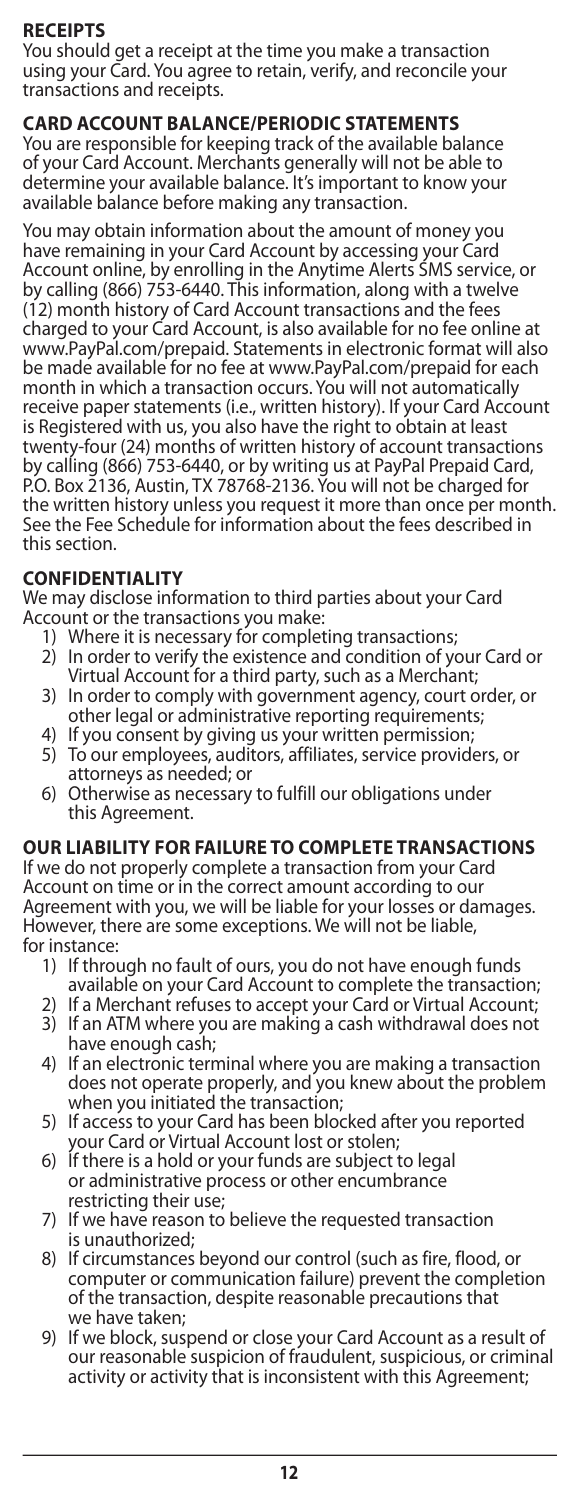## RECEIPTS

You should get a receipt at the time you make a transaction using your Card. You agree to retain, verify, and reconcile your transactions and receipts.

## CARD ACCOUNT BALANCE/PERIODIC STATEMENTS

You are responsible for keeping track of the available balance of your Card Account. Merchants generally will not be able to determine your available balance. It's important to know your available balance before making any transaction.

You may obtain information about the amount of money you have remaining in your Card Account by accessing your Card Account online, by enrolling in the Anytime Alerts SMS service, or by calling (866) 753-6440. This information, along with a twelve (12) month history of Card Account transactions and the fees charged to your Card Account, is also available for no fee online at www.PayPal.com/prepaid. Statements in electronic format will also be made available for no fee at www.PayPal.com/prepaid for each month in which a transaction occurs. You will not automatically receive paper statements (i.e., written history). If your Card Account is Registered with us, you also have the right to obtain at least twenty-four (24) months of written history of account transactions by calling (866) 753-6440, or by writing us at PayPal Prepaid Card, P.O. Box 2136, Austin, TX 78768-2136. You will not be charged for the written history unless you request it more than once per month. See the Fee Schedule for information about the fees described in this section.

## CONFIDENTIALITY

We may disclose information to third parties about your Card Account or the transactions you make:

1) Where it is necessary for completing transactions;
2) In order to verify the existence and condition of your Card or Virtual Account for a third party, such as a Merchant;
3) In order to comply with government agency, court order, or other legal or administrative reporting requirements;
4) If you consent by giving us your written permission;
5) To our employees, auditors, affiliates, service providers, or attorneys as needed; or
6) Otherwise as necessary to fulfill our obligations under this Agreement.

## OUR LIABILITY FOR FAILURE TO COMPLETE TRANSACTIONS

If we do not properly complete a transaction from your Card Account on time or in the correct amount according to our Agreement with you, we will be liable for your losses or damages. However, there are some exceptions. We will not be liable, for instance:

1) If through no fault of ours, you do not have enough funds available on your Card Account to complete the transaction;
2) If a Merchant refuses to accept your Card or Virtual Account;
3) If an ATM where you are making a cash withdrawal does not have enough cash;
4) If an electronic terminal where you are making a transaction does not operate properly, and you knew about the problem when you initiated the transaction;
5) If access to your Card has been blocked after you reported your Card or Virtual Account lost or stolen;
6) If there is a hold or your funds are subject to legal or administrative process or other encumbrance restricting their use;
7) If we have reason to believe the requested transaction is unauthorized;
8) If circumstances beyond our control (such as fire, flood, or computer or communication failure) prevent the completion of the transaction, despite reasonable precautions that we have taken;
9) If we block, suspend or close your Card Account as a result of our reasonable suspicion of fraudulent, suspicious, or criminal activity or activity that is inconsistent with this Agreement;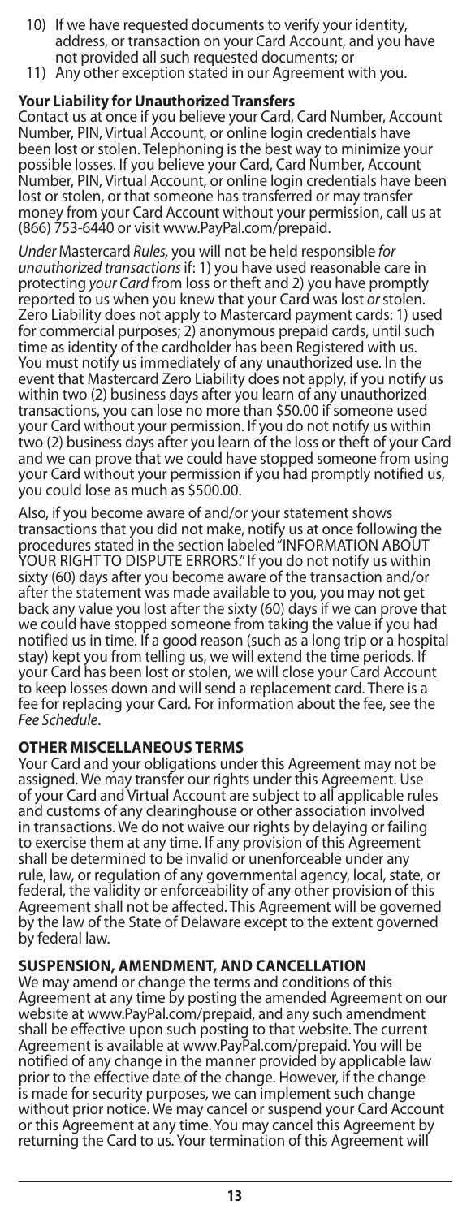10) If we have requested documents to verify your identity, address, or transaction on your Card Account, and you have not provided all such requested documents; or
11) Any other exception stated in our Agreement with you.

**Your Liability for Unauthorized Transfers**

Contact us at once if you believe your Card, Card Number, Account Number, PIN, Virtual Account, or online login credentials have been lost or stolen. Telephoning is the best way to minimize your possible losses. If you believe your Card, Card Number, Account Number, PIN, Virtual Account, or online login credentials have been lost or stolen, or that someone has transferred or may transfer money from your Card Account without your permission, call us at (866) 753-6440 or visit www.PayPal.com/prepaid.

*Under* Mastercard *Rules,* you will not be held responsible *for unauthorized transactions* if: 1) you have used reasonable care in protecting *your Card* from loss or theft and 2) you have promptly reported to us when you knew that your Card was lost *or* stolen. Zero Liability does not apply to Mastercard payment cards: 1) used for commercial purposes; 2) anonymous prepaid cards, until such time as identity of the cardholder has been Registered with us. You must notify us immediately of any unauthorized use. In the event that Mastercard Zero Liability does not apply, if you notify us within two (2) business days after you learn of any unauthorized transactions, you can lose no more than $50.00 if someone used your Card without your permission. If you do not notify us within two (2) business days after you learn of the loss or theft of your Card and we can prove that we could have stopped someone from using your Card without your permission if you had promptly notified us, you could lose as much as $500.00.

Also, if you become aware of and/or your statement shows transactions that you did not make, notify us at once following the procedures stated in the section labeled "INFORMATION ABOUT YOUR RIGHT TO DISPUTE ERRORS." If you do not notify us within sixty (60) days after you become aware of the transaction and/or after the statement was made available to you, you may not get back any value you lost after the sixty (60) days if we can prove that we could have stopped someone from taking the value if you had notified us in time. If a good reason (such as a long trip or a hospital stay) kept you from telling us, we will extend the time periods. If your Card has been lost or stolen, we will close your Card Account to keep losses down and will send a replacement card. There is a fee for replacing your Card. For information about the fee, see the *Fee Schedule*.

**OTHER MISCELLANEOUS TERMS**

Your Card and your obligations under this Agreement may not be assigned. We may transfer our rights under this Agreement. Use of your Card and Virtual Account are subject to all applicable rules and customs of any clearinghouse or other association involved in transactions. We do not waive our rights by delaying or failing to exercise them at any time. If any provision of this Agreement shall be determined to be invalid or unenforceable under any rule, law, or regulation of any governmental agency, local, state, or federal, the validity or enforceability of any other provision of this Agreement shall not be affected. This Agreement will be governed by the law of the State of Delaware except to the extent governed by federal law.

**SUSPENSION, AMENDMENT, AND CANCELLATION**

We may amend or change the terms and conditions of this Agreement at any time by posting the amended Agreement on our website at www.PayPal.com/prepaid, and any such amendment shall be effective upon such posting to that website. The current Agreement is available at www.PayPal.com/prepaid. You will be notified of any change in the manner provided by applicable law prior to the effective date of the change. However, if the change is made for security purposes, we can implement such change without prior notice. We may cancel or suspend your Card Account or this Agreement at any time. You may cancel this Agreement by returning the Card to us. Your termination of this Agreement will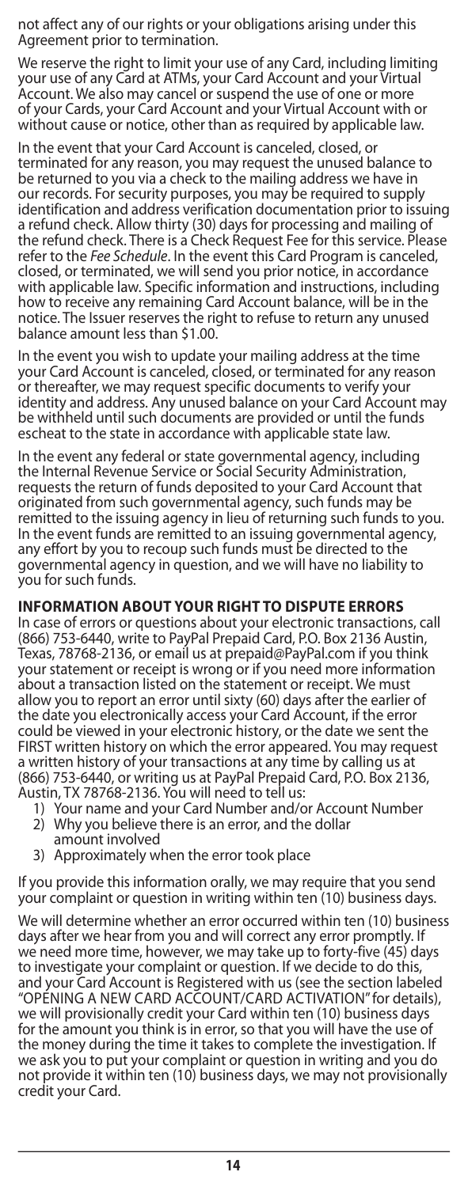not affect any of our rights or your obligations arising under this Agreement prior to termination.

We reserve the right to limit your use of any Card, including limiting your use of any Card at ATMs, your Card Account and your Virtual Account. We also may cancel or suspend the use of one or more of your Cards, your Card Account and your Virtual Account with or without cause or notice, other than as required by applicable law.

In the event that your Card Account is canceled, closed, or terminated for any reason, you may request the unused balance to be returned to you via a check to the mailing address we have in our records. For security purposes, you may be required to supply identification and address verification documentation prior to issuing a refund check. Allow thirty (30) days for processing and mailing of the refund check. There is a Check Request Fee for this service. Please refer to the *Fee Schedule*. In the event this Card Program is canceled, closed, or terminated, we will send you prior notice, in accordance with applicable law. Specific information and instructions, including how to receive any remaining Card Account balance, will be in the notice. The Issuer reserves the right to refuse to return any unused balance amount less than $1.00.

In the event you wish to update your mailing address at the time your Card Account is canceled, closed, or terminated for any reason or thereafter, we may request specific documents to verify your identity and address. Any unused balance on your Card Account may be withheld until such documents are provided or until the funds escheat to the state in accordance with applicable state law.

In the event any federal or state governmental agency, including the Internal Revenue Service or Social Security Administration, requests the return of funds deposited to your Card Account that originated from such governmental agency, such funds may be remitted to the issuing agency in lieu of returning such funds to you. In the event funds are remitted to an issuing governmental agency, any effort by you to recoup such funds must be directed to the governmental agency in question, and we will have no liability to you for such funds.

**INFORMATION ABOUT YOUR RIGHT TO DISPUTE ERRORS**

In case of errors or questions about your electronic transactions, call (866) 753-6440, write to PayPal Prepaid Card, P.O. Box 2136 Austin, Texas, 78768-2136, or email us at prepaid@PayPal.com if you think your statement or receipt is wrong or if you need more information about a transaction listed on the statement or receipt. We must allow you to report an error until sixty (60) days after the earlier of the date you electronically access your Card Account, if the error could be viewed in your electronic history, or the date we sent the FIRST written history on which the error appeared. You may request a written history of your transactions at any time by calling us at (866) 753-6440, or writing us at PayPal Prepaid Card, P.O. Box 2136, Austin, TX 78768-2136. You will need to tell us:

1) Your name and your Card Number and/or Account Number
2) Why you believe there is an error, and the dollar amount involved
3) Approximately when the error took place

If you provide this information orally, we may require that you send your complaint or question in writing within ten (10) business days.

We will determine whether an error occurred within ten (10) business days after we hear from you and will correct any error promptly. If we need more time, however, we may take up to forty-five (45) days to investigate your complaint or question. If we decide to do this, and your Card Account is Registered with us (see the section labeled "OPENING A NEW CARD ACCOUNT/CARD ACTIVATION" for details), we will provisionally credit your Card within ten (10) business days for the amount you think is in error, so that you will have the use of the money during the time it takes to complete the investigation. If we ask you to put your complaint or question in writing and you do not provide it within ten (10) business days, we may not provisionally credit your Card.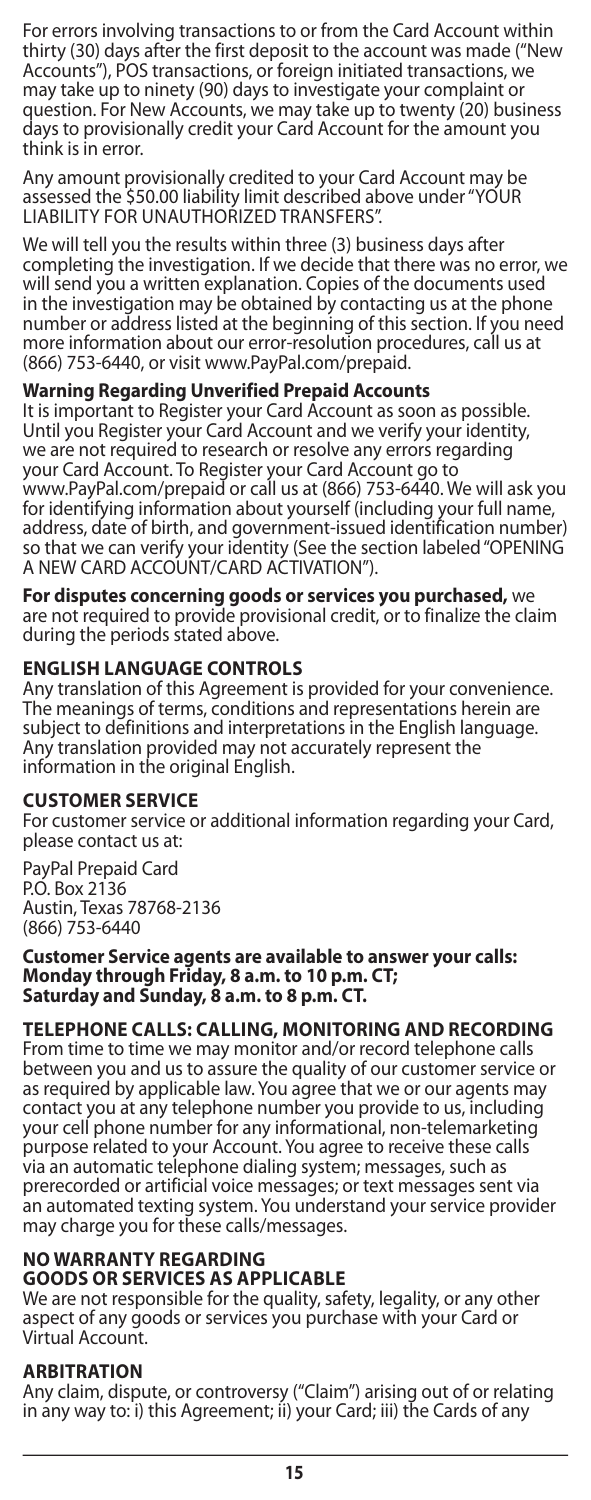For errors involving transactions to or from the Card Account within thirty (30) days after the first deposit to the account was made ("New Accounts"), POS transactions, or foreign initiated transactions, we may take up to ninety (90) days to investigate your complaint or question. For New Accounts, we may take up to twenty (20) business days to provisionally credit your Card Account for the amount you think is in error.

Any amount provisionally credited to your Card Account may be assessed the $50.00 liability limit described above under "YOUR LIABILITY FOR UNAUTHORIZED TRANSFERS".

We will tell you the results within three (3) business days after completing the investigation. If we decide that there was no error, we will send you a written explanation. Copies of the documents used in the investigation may be obtained by contacting us at the phone number or address listed at the beginning of this section. If you need more information about our error-resolution procedures, call us at (866) 753-6440, or visit www.PayPal.com/prepaid.

**Warning Regarding Unverified Prepaid Accounts**
It is important to Register your Card Account as soon as possible. Until you Register your Card Account and we verify your identity, we are not required to research or resolve any errors regarding your Card Account. To Register your Card Account go to www.PayPal.com/prepaid or call us at (866) 753-6440. We will ask you for identifying information about yourself (including your full name, address, date of birth, and government-issued identification number) so that we can verify your identity (See the section labeled "OPENING A NEW CARD ACCOUNT/CARD ACTIVATION").

**For disputes concerning goods or services you purchased,** we are not required to provide provisional credit, or to finalize the claim during the periods stated above.

## ENGLISH LANGUAGE CONTROLS

Any translation of this Agreement is provided for your convenience. The meanings of terms, conditions and representations herein are subject to definitions and interpretations in the English language. Any translation provided may not accurately represent the information in the original English.

## CUSTOMER SERVICE

For customer service or additional information regarding your Card, please contact us at:

PayPal Prepaid Card
P.O. Box 2136
Austin, Texas 78768-2136
(866) 753-6440

**Customer Service agents are available to answer your calls: Monday through Friday, 8 a.m. to 10 p.m. CT; Saturday and Sunday, 8 a.m. to 8 p.m. CT.**

## TELEPHONE CALLS: CALLING, MONITORING AND RECORDING

From time to time we may monitor and/or record telephone calls between you and us to assure the quality of our customer service or as required by applicable law. You agree that we or our agents may contact you at any telephone number you provide to us, including your cell phone number for any informational, non-telemarketing purpose related to your Account. You agree to receive these calls via an automatic telephone dialing system; messages, such as prerecorded or artificial voice messages; or text messages sent via an automated texting system. You understand your service provider may charge you for these calls/messages.

## NO WARRANTY REGARDING GOODS OR SERVICES AS APPLICABLE

We are not responsible for the quality, safety, legality, or any other aspect of any goods or services you purchase with your Card or Virtual Account.

## ARBITRATION

Any claim, dispute, or controversy ("Claim") arising out of or relating in any way to: i) this Agreement; ii) your Card; iii) the Cards of any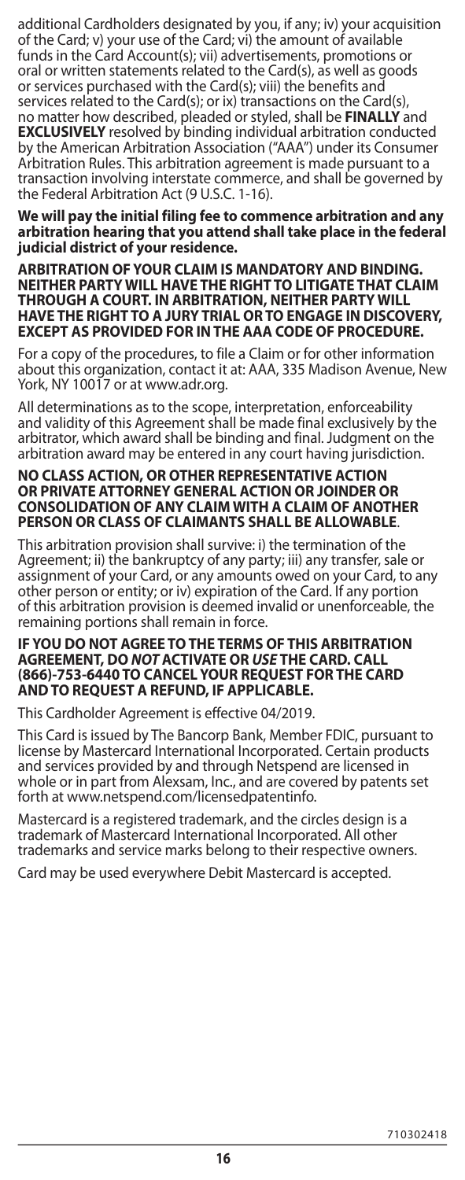additional Cardholders designated by you, if any; iv) your acquisition of the Card; v) your use of the Card; vi) the amount of available funds in the Card Account(s); vii) advertisements, promotions or oral or written statements related to the Card(s), as well as goods or services purchased with the Card(s); viii) the benefits and services related to the Card(s); or ix) transactions on the Card(s), no matter how described, pleaded or styled, shall be **FINALLY** and **EXCLUSIVELY** resolved by binding individual arbitration conducted by the American Arbitration Association ("AAA") under its Consumer Arbitration Rules. This arbitration agreement is made pursuant to a transaction involving interstate commerce, and shall be governed by the Federal Arbitration Act (9 U.S.C. 1-16).

**We will pay the initial filing fee to commence arbitration and any arbitration hearing that you attend shall take place in the federal judicial district of your residence.**

**ARBITRATION OF YOUR CLAIM IS MANDATORY AND BINDING. NEITHER PARTY WILL HAVE THE RIGHT TO LITIGATE THAT CLAIM THROUGH A COURT. IN ARBITRATION, NEITHER PARTY WILL HAVE THE RIGHT TO A JURY TRIAL OR TO ENGAGE IN DISCOVERY, EXCEPT AS PROVIDED FOR IN THE AAA CODE OF PROCEDURE.**

For a copy of the procedures, to file a Claim or for other information about this organization, contact it at: AAA, 335 Madison Avenue, New York, NY 10017 or at www.adr.org.

All determinations as to the scope, interpretation, enforceability and validity of this Agreement shall be made final exclusively by the arbitrator, which award shall be binding and final. Judgment on the arbitration award may be entered in any court having jurisdiction.

**NO CLASS ACTION, OR OTHER REPRESENTATIVE ACTION OR PRIVATE ATTORNEY GENERAL ACTION OR JOINDER OR CONSOLIDATION OF ANY CLAIM WITH A CLAIM OF ANOTHER PERSON OR CLASS OF CLAIMANTS SHALL BE ALLOWABLE**.

This arbitration provision shall survive: i) the termination of the Agreement; ii) the bankruptcy of any party; iii) any transfer, sale or assignment of your Card, or any amounts owed on your Card, to any other person or entity; or iv) expiration of the Card. If any portion of this arbitration provision is deemed invalid or unenforceable, the remaining portions shall remain in force.

**IF YOU DO NOT AGREE TO THE TERMS OF THIS ARBITRATION AGREEMENT, DO *NOT* ACTIVATE OR *USE* THE CARD. CALL (866)-753-6440 TO CANCEL YOUR REQUEST FOR THE CARD AND TO REQUEST A REFUND, IF APPLICABLE.**

This Cardholder Agreement is effective 04/2019.

This Card is issued by The Bancorp Bank, Member FDIC, pursuant to license by Mastercard International Incorporated. Certain products and services provided by and through Netspend are licensed in whole or in part from Alexsam, Inc., and are covered by patents set forth at www.netspend.com/licensedpatentinfo.

Mastercard is a registered trademark, and the circles design is a trademark of Mastercard International Incorporated. All other trademarks and service marks belong to their respective owners.

Card may be used everywhere Debit Mastercard is accepted.

710302418